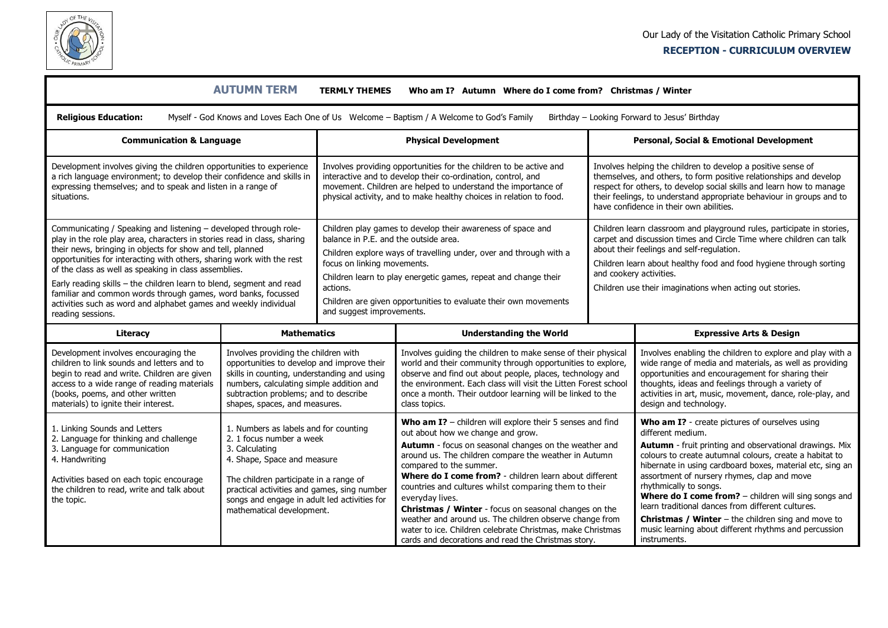Our Lady of the Visitation Catholic Primary School

**RECEPTION - CURRICULUM OVERVIEW**

## AUTUMN TERM

**TERMLY THEMES** **Who am I? Autumn Where do I come from? Christmas / Winter**

**Religious Education:** Myself - God Knows and Loves Each One of Us Welcome – Baptism / A Welcome to God's Family Birthday – Looking Forward to Jesus' Birthday

| Communication & Language | Physical Development | Personal, Social & Emotional Development |
|---|---|---|
| Development involves giving the children opportunities to experience a rich language environment; to develop their confidence and skills in expressing themselves; and to speak and listen in a range of situations. | Involves providing opportunities for the children to be active and interactive and to develop their co-ordination, control, and movement. Children are helped to understand the importance of physical activity, and to make healthy choices in relation to food. | Involves helping the children to develop a positive sense of themselves, and others, to form positive relationships and develop respect for others, to develop social skills and learn how to manage their feelings, to understand appropriate behaviour in groups and to have confidence in their own abilities. |
| Communicating / Speaking and listening – developed through role-play in the role play area, characters in stories read in class, sharing their news, bringing in objects for show and tell, planned opportunities for interacting with others, sharing work with the rest of the class as well as speaking in class assemblies.<br><br>Early reading skills – the children learn to blend, segment and read familiar and common words through games, word banks, focussed activities such as word and alphabet games and weekly individual reading sessions. | Children play games to develop their awareness of space and balance in P.E. and the outside area.<br><br>Children explore ways of travelling under, over and through with a focus on linking movements.<br><br>Children learn to play energetic games, repeat and change their actions.<br><br>Children are given opportunities to evaluate their own movements and suggest improvements. | Children learn classroom and playground rules, participate in stories, carpet and discussion times and Circle Time where children can talk about their feelings and self-regulation.<br><br>Children learn about healthy food and food hygiene through sorting and cookery activities.<br><br>Children use their imaginations when acting out stories. |

| Literacy | Mathematics | Understanding the World | Expressive Arts & Design |
|---|---|---|---|
| Development involves encouraging the children to link sounds and letters and to begin to read and write. Children are given access to a wide range of reading materials (books, poems, and other written materials) to ignite their interest. | Involves providing the children with opportunities to develop and improve their skills in counting, understanding and using numbers, calculating simple addition and subtraction problems; and to describe shapes, spaces, and measures. | Involves guiding the children to make sense of their physical world and their community through opportunities to explore, observe and find out about people, places, technology and the environment. Each class will visit the Litten Forest school once a month. Their outdoor learning will be linked to the class topics. | Involves enabling the children to explore and play with a wide range of media and materials, as well as providing opportunities and encouragement for sharing their thoughts, ideas and feelings through a variety of activities in art, music, movement, dance, role-play, and design and technology. |
| 1. Linking Sounds and Letters<br>2. Language for thinking and challenge<br>3. Language for communication<br>4. Handwriting<br><br>Activities based on each topic encourage the children to read, write and talk about the topic. | 1. Numbers as labels and for counting<br>2. 1 focus number a week<br>3. Calculating<br>4. Shape, Space and measure<br><br>The children participate in a range of practical activities and games, sing number songs and engage in adult led activities for mathematical development. | **Who am I?** – children will explore their 5 senses and find out about how we change and grow.<br>**Autumn** - focus on seasonal changes on the weather and around us. The children compare the weather in Autumn compared to the summer.<br>**Where do I come from?** - children learn about different countries and cultures whilst comparing them to their everyday lives.<br>**Christmas / Winter** - focus on seasonal changes on the weather and around us. The children observe change from water to ice. Children celebrate Christmas, make Christmas cards and decorations and read the Christmas story. | **Who am I?** - create pictures of ourselves using different medium.<br>**Autumn** - fruit printing and observational drawings. Mix colours to create autumnal colours, create a habitat to hibernate in using cardboard boxes, material etc, sing an assortment of nursery rhymes, clap and move rhythmically to songs.<br>**Where do I come from?** – children will sing songs and learn traditional dances from different cultures.<br>**Christmas / Winter** – the children sing and move to music learning about different rhythms and percussion instruments. |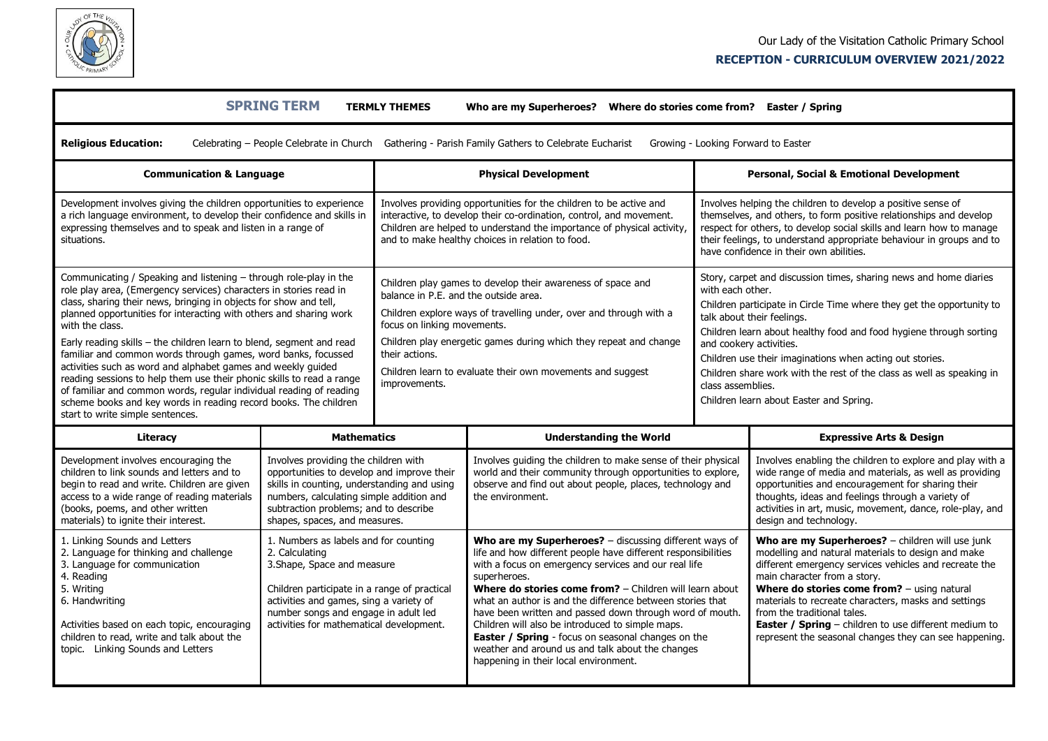Our Lady of the Visitation Catholic Primary School

**RECEPTION - CURRICULUM OVERVIEW 2021/2022**

## SPRING TERM

**TERMLY THEMES** **Who are my Superheroes? Where do stories come from? Easter / Spring**

**Religious Education:** Celebrating – People Celebrate in Church Gathering - Parish Family Gathers to Celebrate Eucharist Growing - Looking Forward to Easter

| Communication & Language | Physical Development | Personal, Social & Emotional Development |
|---|---|---|
| Development involves giving the children opportunities to experience a rich language environment, to develop their confidence and skills in expressing themselves and to speak and listen in a range of situations. | Involves providing opportunities for the children to be active and interactive, to develop their co-ordination, control, and movement. Children are helped to understand the importance of physical activity, and to make healthy choices in relation to food. | Involves helping the children to develop a positive sense of themselves, and others, to form positive relationships and develop respect for others, to develop social skills and learn how to manage their feelings, to understand appropriate behaviour in groups and to have confidence in their own abilities. |
| Communicating / Speaking and listening – through role-play in the role play area, (Emergency services) characters in stories read in class, sharing their news, bringing in objects for show and tell, planned opportunities for interacting with others and sharing work with the class.<br>Early reading skills – the children learn to blend, segment and read familiar and common words through games, word banks, focussed activities such as word and alphabet games and weekly guided reading sessions to help them use their phonic skills to read a range of familiar and common words, regular individual reading of reading scheme books and key words in reading record books. The children start to write simple sentences. | Children play games to develop their awareness of space and balance in P.E. and the outside area.<br>Children explore ways of travelling under, over and through with a focus on linking movements.<br>Children play energetic games during which they repeat and change their actions.<br>Children learn to evaluate their own movements and suggest improvements. | Story, carpet and discussion times, sharing news and home diaries with each other.<br>Children participate in Circle Time where they get the opportunity to talk about their feelings.<br>Children learn about healthy food and food hygiene through sorting and cookery activities.<br>Children use their imaginations when acting out stories.<br>Children share work with the rest of the class as well as speaking in class assemblies.<br>Children learn about Easter and Spring. |

| Literacy | Mathematics | Understanding the World | Expressive Arts & Design |
|---|---|---|---|
| Development involves encouraging the children to link sounds and letters and to begin to read and write. Children are given access to a wide range of reading materials (books, poems, and other written materials) to ignite their interest. | Involves providing the children with opportunities to develop and improve their skills in counting, understanding and using numbers, calculating simple addition and subtraction problems; and to describe shapes, spaces, and measures. | Involves guiding the children to make sense of their physical world and their community through opportunities to explore, observe and find out about people, places, technology and the environment. | Involves enabling the children to explore and play with a wide range of media and materials, as well as providing opportunities and encouragement for sharing their thoughts, ideas and feelings through a variety of activities in art, music, movement, dance, role-play, and design and technology. |
| 1. Linking Sounds and Letters<br>2. Language for thinking and challenge<br>3. Language for communication<br>4. Reading<br>5. Writing<br>6. Handwriting<br><br>Activities based on each topic, encouraging children to read, write and talk about the topic. Linking Sounds and Letters | 1. Numbers as labels and for counting<br>2. Calculating<br>3.Shape, Space and measure<br><br>Children participate in a range of practical activities and games, sing a variety of number songs and engage in adult led activities for mathematical development. | **Who are my Superheroes?** – discussing different ways of life and how different people have different responsibilities with a focus on emergency services and our real life superheroes.<br>**Where do stories come from?** – Children will learn about what an author is and the difference between stories that have been written and passed down through word of mouth. Children will also be introduced to simple maps.<br>**Easter / Spring** - focus on seasonal changes on the weather and around us and talk about the changes happening in their local environment. | **Who are my Superheroes?** – children will use junk modelling and natural materials to design and make different emergency services vehicles and recreate the main character from a story.<br>**Where do stories come from?** – using natural materials to recreate characters, masks and settings from the traditional tales.<br>**Easter / Spring** – children to use different medium to represent the seasonal changes they can see happening. |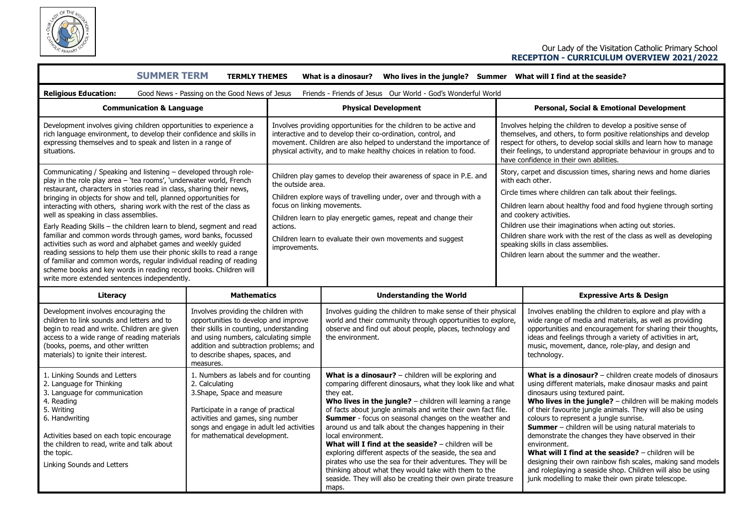Our Lady of the Visitation Catholic Primary School
**RECEPTION - CURRICULUM OVERVIEW 2021/2022**

**SUMMER TERM** **TERMLY THEMES** **What is a dinosaur? Who lives in the jungle? Summer What will I find at the seaside?**

**Religious Education:** Good News - Passing on the Good News of Jesus Friends - Friends of Jesus Our World - God's Wonderful World

| Communication & Language | Physical Development | Personal, Social & Emotional Development |
|---|---|---|
| Development involves giving children opportunities to experience a rich language environment, to develop their confidence and skills in expressing themselves and to speak and listen in a range of situations. | Involves providing opportunities for the children to be active and interactive and to develop their co-ordination, control, and movement. Children are also helped to understand the importance of physical activity, and to make healthy choices in relation to food. | Involves helping the children to develop a positive sense of themselves, and others, to form positive relationships and develop respect for others, to develop social skills and learn how to manage their feelings, to understand appropriate behaviour in groups and to have confidence in their own abilities. |
| Communicating / Speaking and listening – developed through role-play in the role play area – 'tea rooms', 'underwater world, French restaurant, characters in stories read in class, sharing their news, bringing in objects for show and tell, planned opportunities for interacting with others, sharing work with the rest of the class as well as speaking in class assemblies.<br><br>Early Reading Skills – the children learn to blend, segment and read familiar and common words through games, word banks, focussed activities such as word and alphabet games and weekly guided reading sessions to help them use their phonic skills to read a range of familiar and common words, regular individual reading of reading scheme books and key words in reading record books. Children will write more extended sentences independently. | Children play games to develop their awareness of space in P.E. and the outside area.<br><br>Children explore ways of travelling under, over and through with a focus on linking movements.<br><br>Children learn to play energetic games, repeat and change their actions.<br><br>Children learn to evaluate their own movements and suggest improvements. | Story, carpet and discussion times, sharing news and home diaries with each other.<br><br>Circle times where children can talk about their feelings.<br><br>Children learn about healthy food and food hygiene through sorting and cookery activities.<br><br>Children use their imaginations when acting out stories.<br><br>Children share work with the rest of the class as well as developing speaking skills in class assemblies.<br><br>Children learn about the summer and the weather. |

| Literacy | Mathematics | Understanding the World | Expressive Arts & Design |
|---|---|---|---|
| Development involves encouraging the children to link sounds and letters and to begin to read and write. Children are given access to a wide range of reading materials (books, poems, and other written materials) to ignite their interest. | Involves providing the children with opportunities to develop and improve their skills in counting, understanding and using numbers, calculating simple addition and subtraction problems; and to describe shapes, spaces, and measures. | Involves guiding the children to make sense of their physical world and their community through opportunities to explore, observe and find out about people, places, technology and the environment. | Involves enabling the children to explore and play with a wide range of media and materials, as well as providing opportunities and encouragement for sharing their thoughts, ideas and feelings through a variety of activities in art, music, movement, dance, role-play, and design and technology. |
| 1. Linking Sounds and Letters<br>2. Language for Thinking<br>3. Language for communication<br>4. Reading<br>5. Writing<br>6. Handwriting<br><br>Activities based on each topic encourage the children to read, write and talk about the topic.<br><br>Linking Sounds and Letters | 1. Numbers as labels and for counting<br>2. Calculating<br>3.Shape, Space and measure<br><br>Participate in a range of practical activities and games, sing number songs and engage in adult led activities for mathematical development. | **What is a dinosaur?** – children will be exploring and comparing different dinosaurs, what they look like and what they eat.<br>**Who lives in the jungle?** – children will learning a range of facts about jungle animals and write their own fact file.<br>**Summer** - focus on seasonal changes on the weather and around us and talk about the changes happening in their local environment.<br>**What will I find at the seaside?** – children will be exploring different aspects of the seaside, the sea and pirates who use the sea for their adventures. They will be thinking about what they would take with them to the seaside. They will also be creating their own pirate treasure maps. | **What is a dinosaur?** – children create models of dinosaurs using different materials, make dinosaur masks and paint dinosaurs using textured paint.<br>**Who lives in the jungle?** – children will be making models of their favourite jungle animals. They will also be using colours to represent a jungle sunrise.<br>**Summer** – children will be using natural materials to demonstrate the changes they have observed in their environment.<br>**What will I find at the seaside?** – children will be designing their own rainbow fish scales, making sand models and roleplaying a seaside shop. Children will also be using junk modelling to make their own pirate telescope. |